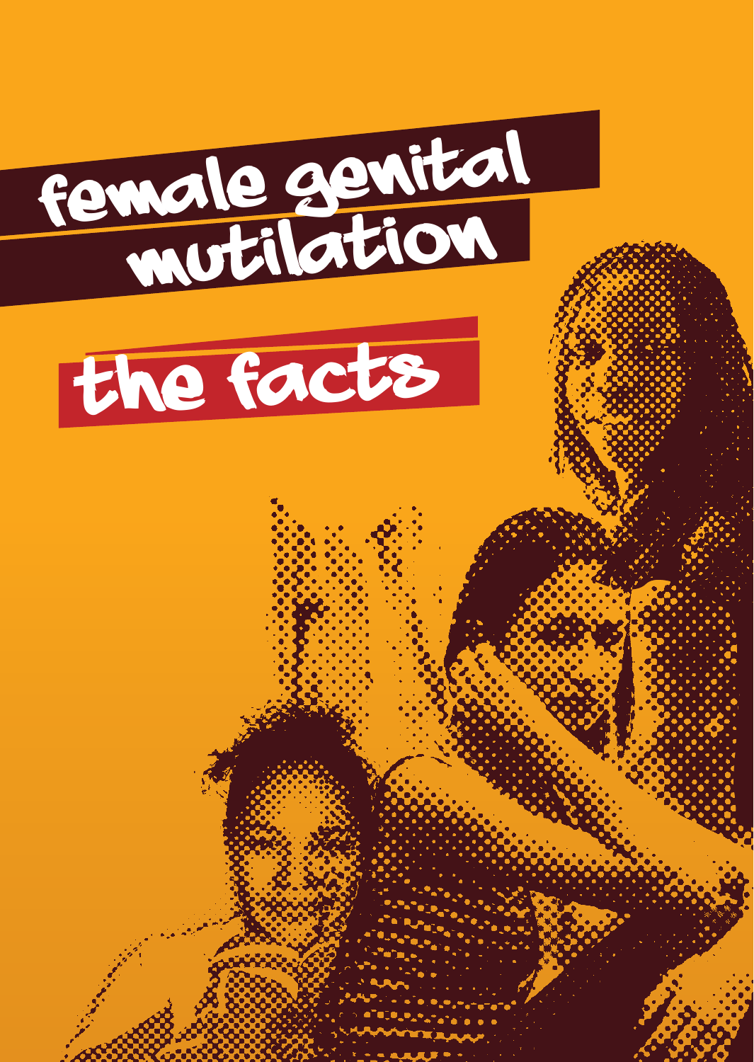# female genital mutilation

## the facts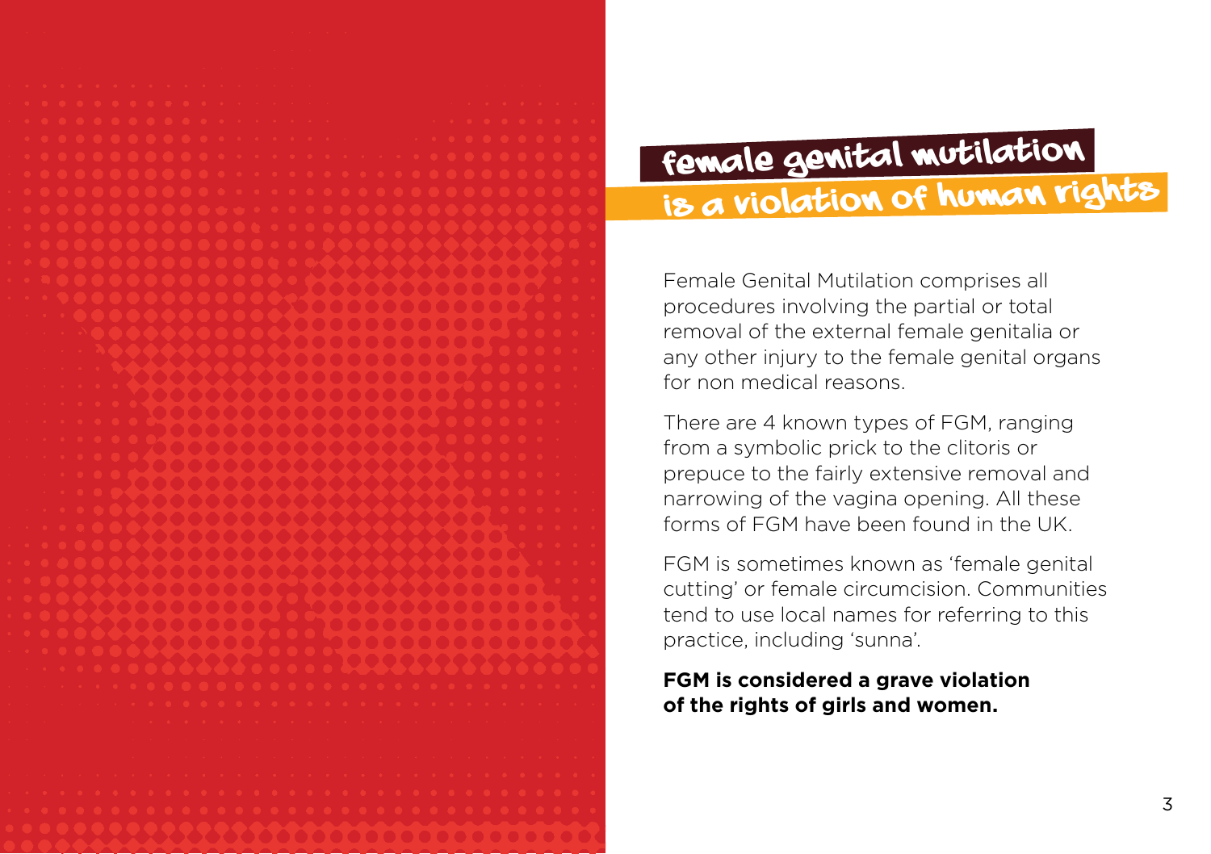## female genital mutilation is a violation of human rights

Female Genital Mutilation comprises all procedures involving the partial or total removal of the external female genitalia or any other injury to the female genital organs for non medical reasons.

There are 4 known types of FGM, ranging from a symbolic prick to the clitoris or prepuce to the fairly extensive removal and narrowing of the vagina opening. All these forms of FGM have been found in the UK.

FGM is sometimes known as 'female genital cutting' or female circumcision. Communities tend to use local names for referring to this practice, including 'sunna'.

**FGM is considered a grave violation of the rights of girls and women.**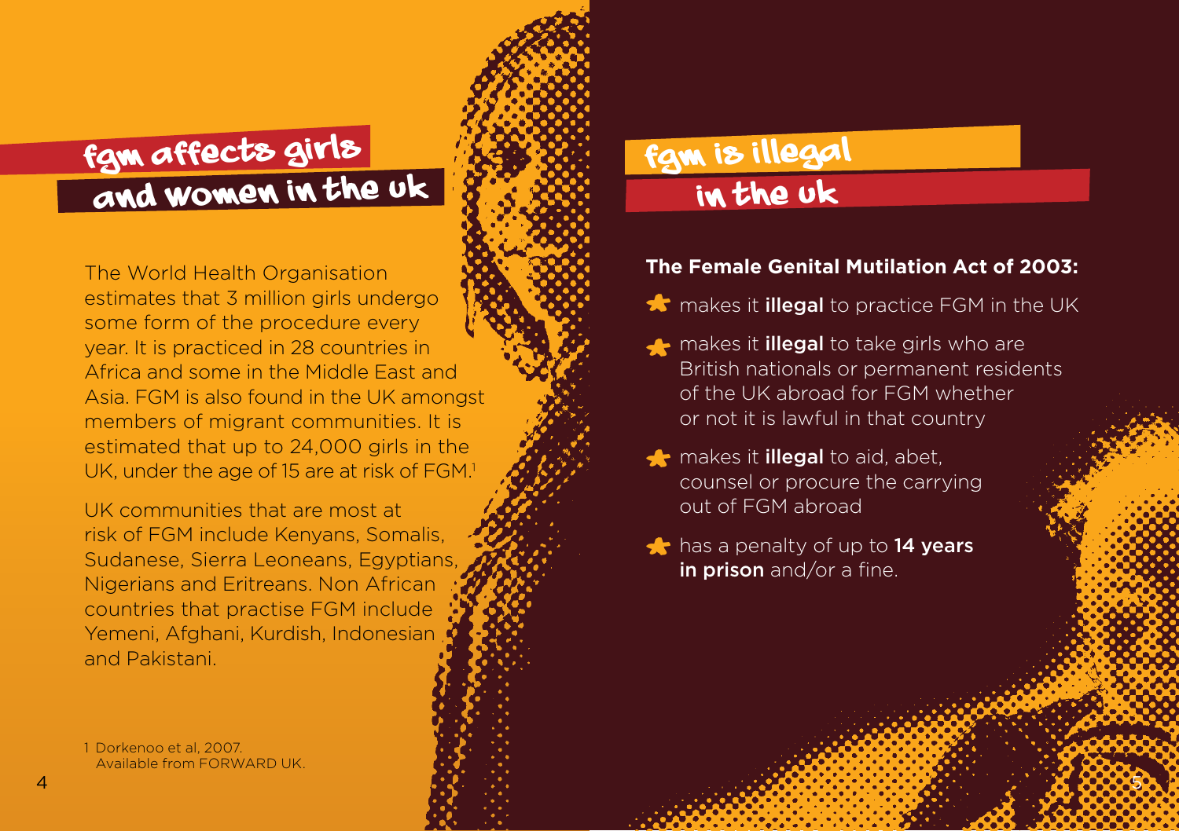## fgm affects girls and women in the uk

The World Health Organisation estimates that 3 million girls undergo some form of the procedure every year. It is practiced in 28 countries in Africa and some in the Middle East and Asia. FGM is also found in the UK amongst members of migrant communities. It is estimated that up to 24,000 girls in the UK, under the age of 15 are at risk of FGM.[1]

UK communities that are most at risk of FGM include Kenyans, Somalis, Sudanese, Sierra Leoneans, Egyptians, Nigerians and Eritreans. Non African countries that practise FGM include Yemeni, Afghani, Kurdish, Indonesian and Pakistani.

1 Dorkenoo et al, 2007. Available from FORWARD UK.

## fgm is illegal in the uk

**The Female Genital Mutilation Act of 2003:**

- makes it **illegal** to practice FGM in the UK
- makes it **illegal** to take girls who are British nationals or permanent residents of the UK abroad for FGM whether or not it is lawful in that country
- makes it **illegal** to aid, abet, counsel or procure the carrying out of FGM abroad
- has a penalty of up to **14 years in prison** and/or a fine.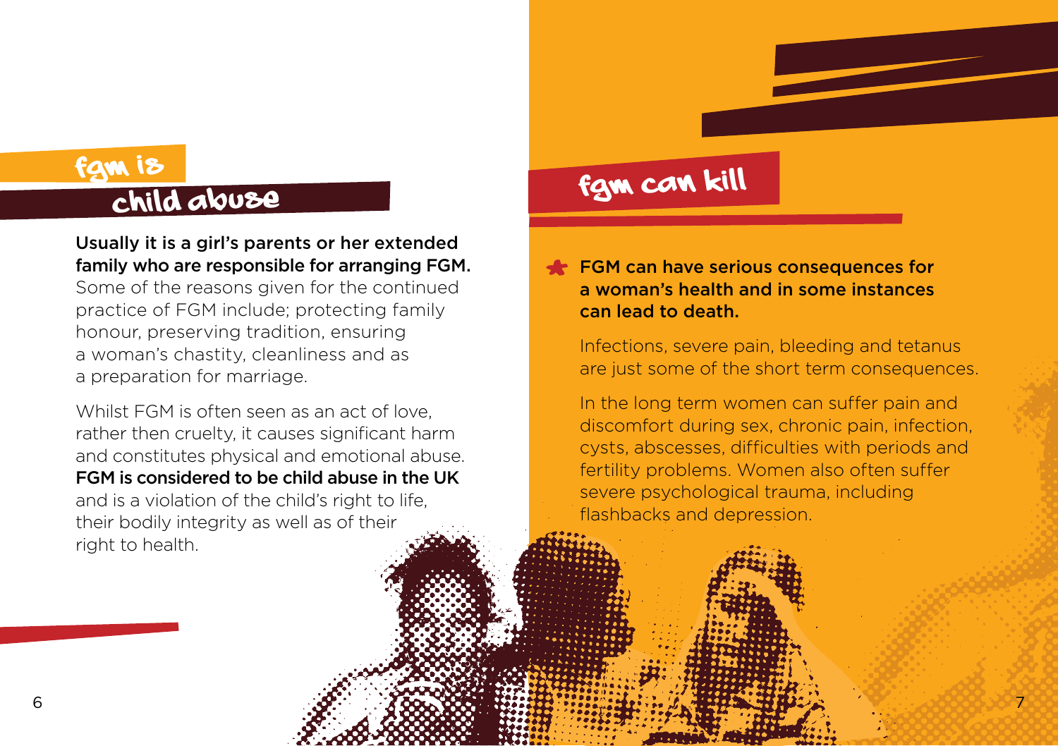## fgm is child abuse

**Usually it is a girl's parents or her extended family who are responsible for arranging FGM.** Some of the reasons given for the continued practice of FGM include; protecting family honour, preserving tradition, ensuring a woman's chastity, cleanliness and as a preparation for marriage.

Whilst FGM is often seen as an act of love, rather then cruelty, it causes significant harm and constitutes physical and emotional abuse. **FGM is considered to be child abuse in the UK** and is a violation of the child's right to life, their bodily integrity as well as of their right to health.

## fgm can kill

**FGM can have serious consequences for a woman's health and in some instances can lead to death.**

Infections, severe pain, bleeding and tetanus are just some of the short term consequences.

In the long term women can suffer pain and discomfort during sex, chronic pain, infection, cysts, abscesses, difficulties with periods and fertility problems. Women also often suffer severe psychological trauma, including flashbacks and depression.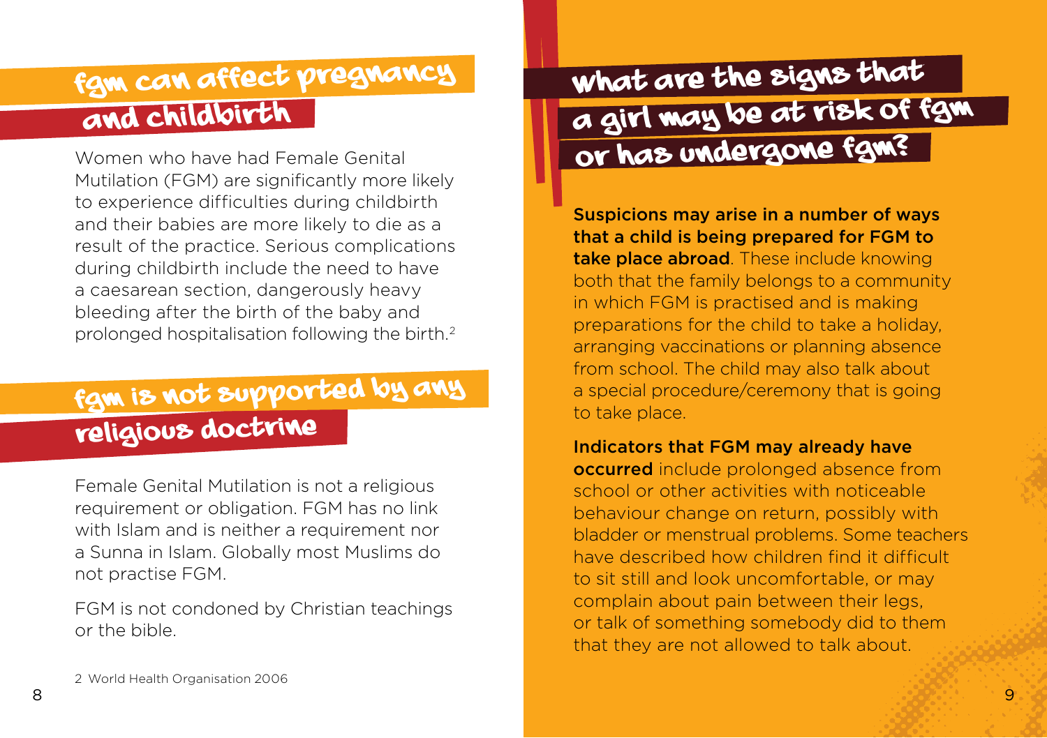## fgm can affect pregnancy and childbirth

Women who have had Female Genital Mutilation (FGM) are significantly more likely to experience difficulties during childbirth and their babies are more likely to die as a result of the practice. Serious complications during childbirth include the need to have a caesarean section, dangerously heavy bleeding after the birth of the baby and prolonged hospitalisation following the birth.[2]

## fgm is not supported by any religious doctrine

Female Genital Mutilation is not a religious requirement or obligation. FGM has no link with Islam and is neither a requirement nor a Sunna in Islam. Globally most Muslims do not practise FGM.

FGM is not condoned by Christian teachings or the bible.

2 World Health Organisation 2006

## what are the signs that a girl may be at risk of fgm or has undergone fgm?

**Suspicions may arise in a number of ways that a child is being prepared for FGM to take place abroad**. These include knowing both that the family belongs to a community in which FGM is practised and is making preparations for the child to take a holiday, arranging vaccinations or planning absence from school. The child may also talk about a special procedure/ceremony that is going to take place.

**Indicators that FGM may already have occurred** include prolonged absence from school or other activities with noticeable behaviour change on return, possibly with bladder or menstrual problems. Some teachers have described how children find it difficult to sit still and look uncomfortable, or may complain about pain between their legs, or talk of something somebody did to them that they are not allowed to talk about.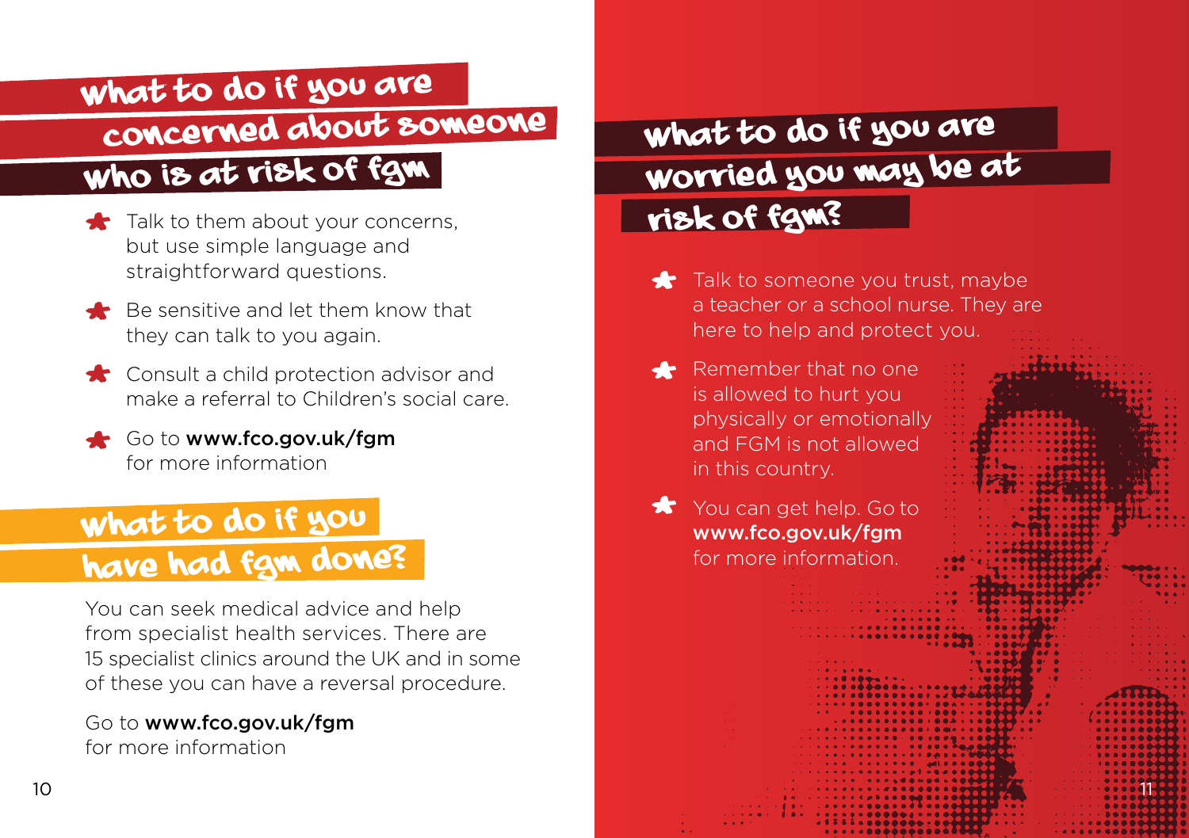## what to do if you are concerned about someone who is at risk of fgm

- Talk to them about your concerns, but use simple language and straightforward questions.
- Be sensitive and let them know that they can talk to you again.
- Consult a child protection advisor and make a referral to Children's social care.
- Go to **www.fco.gov.uk/fgm** for more information

## what to do if you have had fgm done?

You can seek medical advice and help from specialist health services. There are 15 specialist clinics around the UK and in some of these you can have a reversal procedure.

Go to **www.fco.gov.uk/fgm** for more information

## what to do if you are worried you may be at risk of fgm?

- Talk to someone you trust, maybe a teacher or a school nurse. They are here to help and protect you.
- Remember that no one is allowed to hurt you physically or emotionally and FGM is not allowed in this country.
- You can get help. Go to **www.fco.gov.uk/fgm** for more information.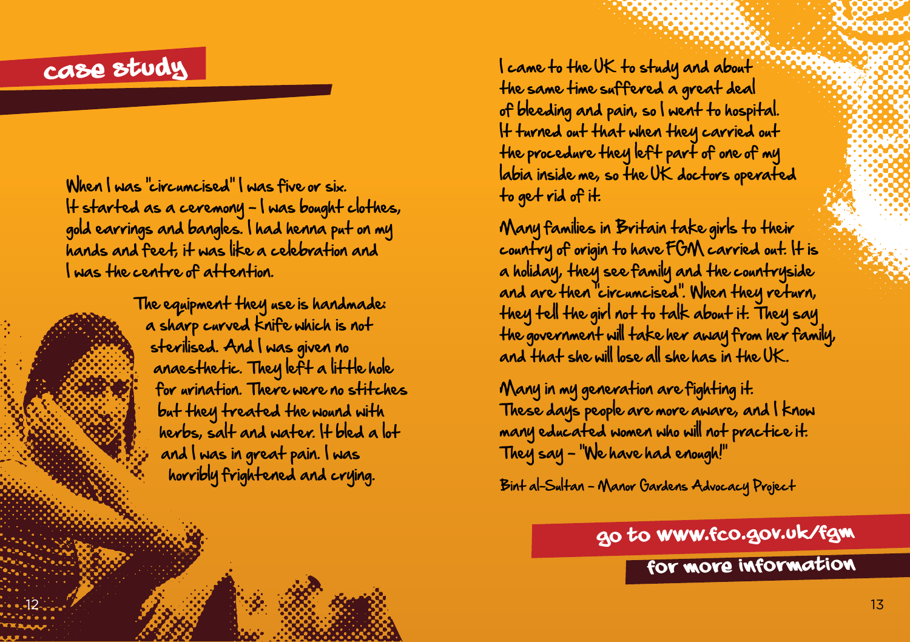## case study

When I was "circumcised" I was five or six. It started as a ceremony – I was bought clothes, gold earrings and bangles. I had henna put on my hands and feet, it was like a celebration and I was the centre of attention.

The equipment they use is handmade: a sharp curved knife which is not sterilised. And I was given no anaesthetic. They left a little hole for urination. There were no stitches but they treated the wound with herbs, salt and water. It bled a lot and I was in great pain. I was horribly frightened and crying.

I came to the UK to study and about the same time suffered a great deal of bleeding and pain, so I went to hospital. It turned out that when they carried out the procedure they left part of one of my labia inside me, so the UK doctors operated to get rid of it.

Many families in Britain take girls to their country of origin to have FGM carried out. It is a holiday, they see family and the countryside and are then "circumcised". When they return, they tell the girl not to talk about it. They say the government will take her away from her family, and that she will lose all she has in the UK.

Many in my generation are fighting it. These days people are more aware, and I know many educated women who will not practice it. They say – "We have had enough!"

Bint al-Sultan – Manor Gardens Advocacy Project

**go to www.fco.gov.uk/fgm for more information**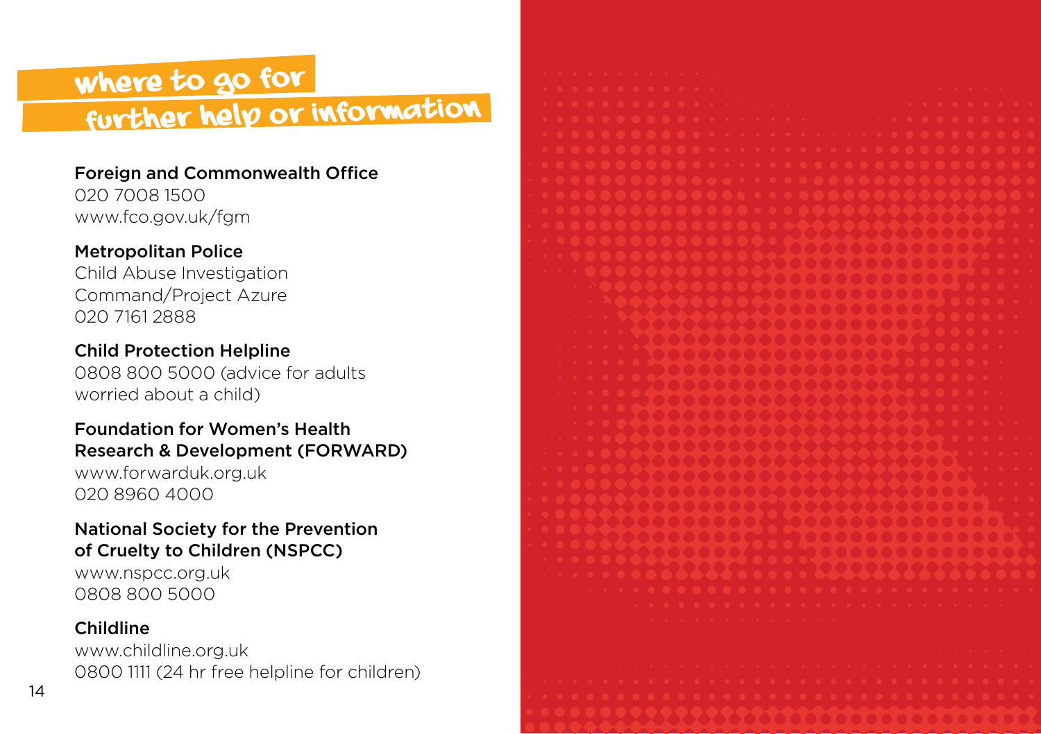# where to go for further help or information

**Foreign and Commonwealth Office**
020 7008 1500
www.fco.gov.uk/fgm

**Metropolitan Police**
Child Abuse Investigation Command/Project Azure
020 7161 2888

**Child Protection Helpline**
0808 800 5000 (advice for adults worried about a child)

**Foundation for Women's Health Research & Development (FORWARD)**
www.forwarduk.org.uk
020 8960 4000

**National Society for the Prevention of Cruelty to Children (NSPCC)**
www.nspcc.org.uk
0808 800 5000

**Childline**
www.childline.org.uk
0800 1111 (24 hr free helpline for children)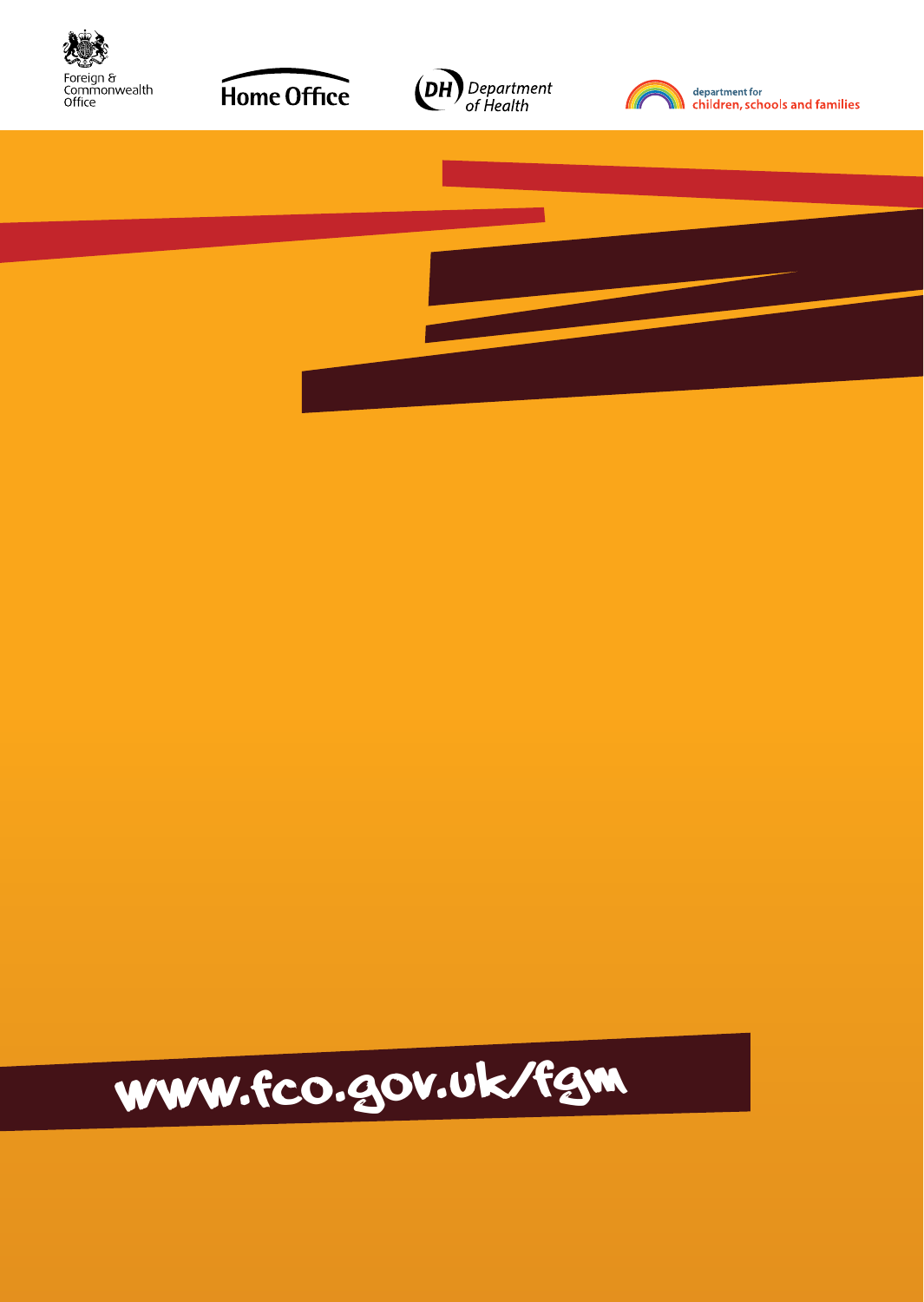Foreign & Commonwealth Office

Home Office

Department of Health

department for children, schools and families

www.fco.gov.uk/fgm